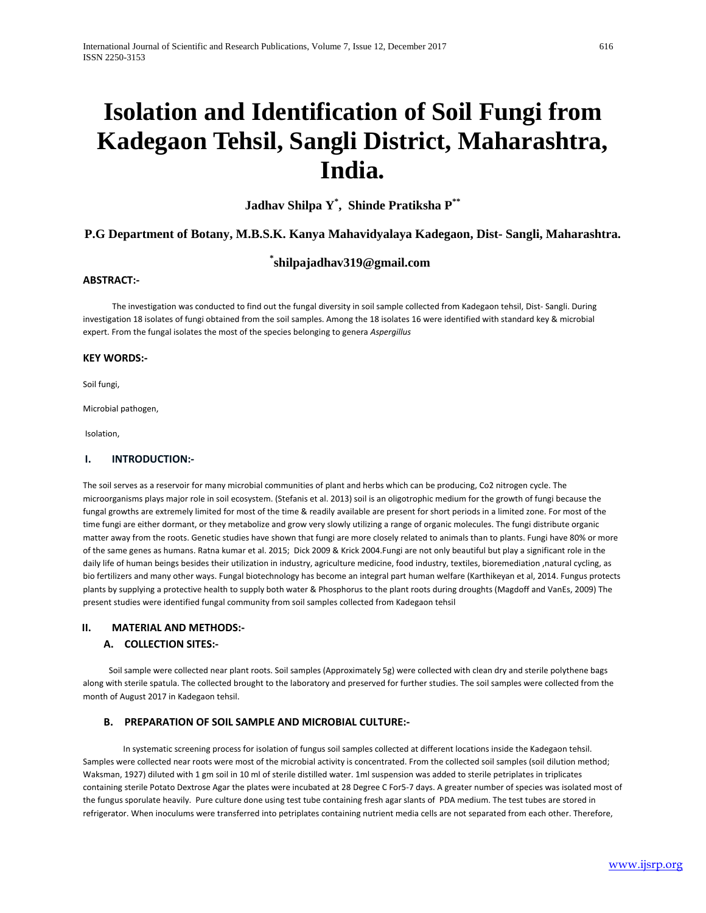# Isolation and Identification of Soil Fungi from Kadegaon Tehsil, Sangli District, Maharashtra, India.

**Jadhav Shilpa Y[*], Shinde Pratiksha P[**]**

**P.G Department of Botany, M.B.S.K. Kanya Mahavidyalaya Kadegaon, Dist- Sangli, Maharashtra.**

**[*]shilpajadhav319@gmail.com**

### ABSTRACT:-

The investigation was conducted to find out the fungal diversity in soil sample collected from Kadegaon tehsil, Dist- Sangli. During investigation 18 isolates of fungi obtained from the soil samples. Among the 18 isolates 16 were identified with standard key & microbial expert. From the fungal isolates the most of the species belonging to genera *Aspergillus*

### KEY WORDS:-

Soil fungi,

Microbial pathogen,

Isolation,

## I. INTRODUCTION:-

The soil serves as a reservoir for many microbial communities of plant and herbs which can be producing, Co2 nitrogen cycle. The microorganisms plays major role in soil ecosystem. (Stefanis et al. 2013) soil is an oligotrophic medium for the growth of fungi because the fungal growths are extremely limited for most of the time & readily available are present for short periods in a limited zone. For most of the time fungi are either dormant, or they metabolize and grow very slowly utilizing a range of organic molecules. The fungi distribute organic matter away from the roots. Genetic studies have shown that fungi are more closely related to animals than to plants. Fungi have 80% or more of the same genes as humans. Ratna kumar et al. 2015; Dick 2009 & Krick 2004.Fungi are not only beautiful but play a significant role in the daily life of human beings besides their utilization in industry, agriculture medicine, food industry, textiles, bioremediation ,natural cycling, as bio fertilizers and many other ways. Fungal biotechnology has become an integral part human welfare (Karthikeyan et al, 2014. Fungus protects plants by supplying a protective health to supply both water & Phosphorus to the plant roots during droughts (Magdoff and VanEs, 2009) The present studies were identified fungal community from soil samples collected from Kadegaon tehsil

## II. MATERIAL AND METHODS:-

### A. COLLECTION SITES:-

Soil sample were collected near plant roots. Soil samples (Approximately 5g) were collected with clean dry and sterile polythene bags along with sterile spatula. The collected brought to the laboratory and preserved for further studies. The soil samples were collected from the month of August 2017 in Kadegaon tehsil.

### B. PREPARATION OF SOIL SAMPLE AND MICROBIAL CULTURE:-

In systematic screening process for isolation of fungus soil samples collected at different locations inside the Kadegaon tehsil. Samples were collected near roots were most of the microbial activity is concentrated. From the collected soil samples (soil dilution method; Waksman, 1927) diluted with 1 gm soil in 10 ml of sterile distilled water. 1ml suspension was added to sterile petriplates in triplicates containing sterile Potato Dextrose Agar the plates were incubated at 28 Degree C For5-7 days. A greater number of species was isolated most of the fungus sporulate heavily. Pure culture done using test tube containing fresh agar slants of PDA medium. The test tubes are stored in refrigerator. When inoculums were transferred into petriplates containing nutrient media cells are not separated from each other. Therefore,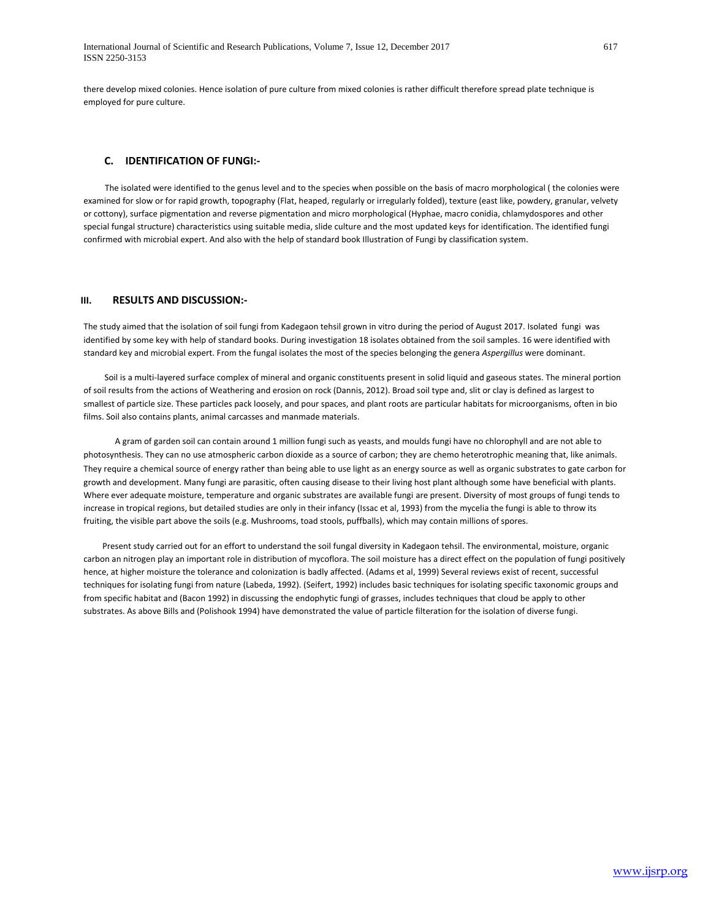there develop mixed colonies. Hence isolation of pure culture from mixed colonies is rather difficult therefore spread plate technique is employed for pure culture.

### C. IDENTIFICATION OF FUNGI:-

The isolated were identified to the genus level and to the species when possible on the basis of macro morphological ( the colonies were examined for slow or for rapid growth, topography (Flat, heaped, regularly or irregularly folded), texture (east like, powdery, granular, velvety or cottony), surface pigmentation and reverse pigmentation and micro morphological (Hyphae, macro conidia, chlamydospores and other special fungal structure) characteristics using suitable media, slide culture and the most updated keys for identification. The identified fungi confirmed with microbial expert. And also with the help of standard book Illustration of Fungi by classification system.

## III. RESULTS AND DISCUSSION:-

The study aimed that the isolation of soil fungi from Kadegaon tehsil grown in vitro during the period of August 2017. Isolated fungi was identified by some key with help of standard books. During investigation 18 isolates obtained from the soil samples. 16 were identified with standard key and microbial expert. From the fungal isolates the most of the species belonging the genera *Aspergillus* were dominant.

Soil is a multi-layered surface complex of mineral and organic constituents present in solid liquid and gaseous states. The mineral portion of soil results from the actions of Weathering and erosion on rock (Dannis, 2012). Broad soil type and, slit or clay is defined as largest to smallest of particle size. These particles pack loosely, and pour spaces, and plant roots are particular habitats for microorganisms, often in bio films. Soil also contains plants, animal carcasses and manmade materials.

A gram of garden soil can contain around 1 million fungi such as yeasts, and moulds fungi have no chlorophyll and are not able to photosynthesis. They can no use atmospheric carbon dioxide as a source of carbon; they are chemo heterotrophic meaning that, like animals. They require a chemical source of energy rather than being able to use light as an energy source as well as organic substrates to gate carbon for growth and development. Many fungi are parasitic, often causing disease to their living host plant although some have beneficial with plants. Where ever adequate moisture, temperature and organic substrates are available fungi are present. Diversity of most groups of fungi tends to increase in tropical regions, but detailed studies are only in their infancy (Issac et al, 1993) from the mycelia the fungi is able to throw its fruiting, the visible part above the soils (e.g. Mushrooms, toad stools, puffballs), which may contain millions of spores.

Present study carried out for an effort to understand the soil fungal diversity in Kadegaon tehsil. The environmental, moisture, organic carbon an nitrogen play an important role in distribution of mycoflora. The soil moisture has a direct effect on the population of fungi positively hence, at higher moisture the tolerance and colonization is badly affected. (Adams et al, 1999) Several reviews exist of recent, successful techniques for isolating fungi from nature (Labeda, 1992). (Seifert, 1992) includes basic techniques for isolating specific taxonomic groups and from specific habitat and (Bacon 1992) in discussing the endophytic fungi of grasses, includes techniques that cloud be apply to other substrates. As above Bills and (Polishook 1994) have demonstrated the value of particle filteration for the isolation of diverse fungi.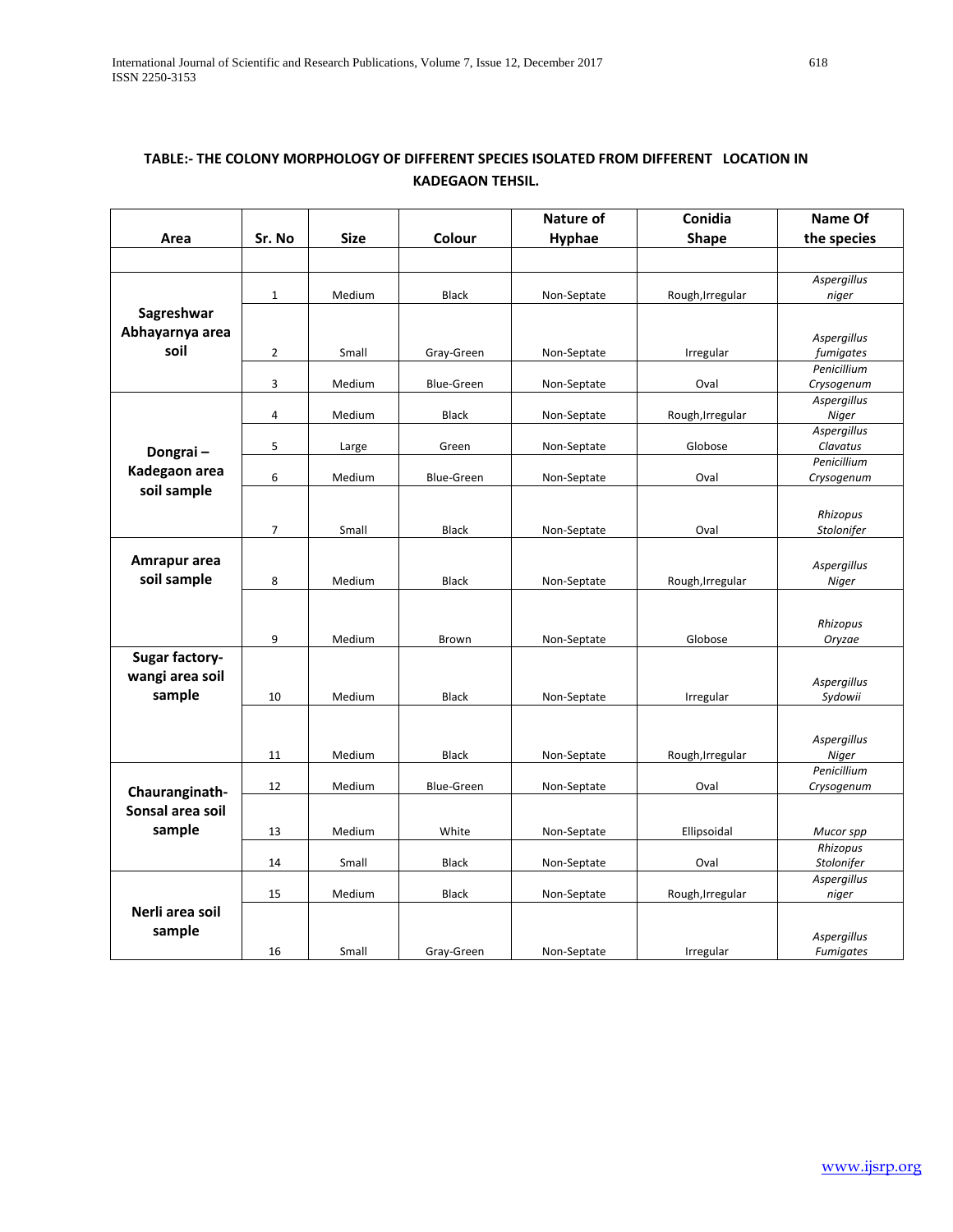**TABLE:- THE COLONY MORPHOLOGY OF DIFFERENT SPECIES ISOLATED FROM DIFFERENT LOCATION IN KADEGAON TEHSIL.**

| Area | Sr. No | Size | Colour | Nature of Hyphae | Conidia Shape | Name Of the species |
|---|---|---|---|---|---|---|
| Sagreshwar Abhayarnya area soil | 1 | Medium | Black | Non-Septate | Rough,Irregular | *Aspergillus niger* |
| | 2 | Small | Gray-Green | Non-Septate | Irregular | *Aspergillus fumigates* |
| | 3 | Medium | Blue-Green | Non-Septate | Oval | *Penicillium Crysogenum* |
| Dongrai – Kadegaon area soil sample | 4 | Medium | Black | Non-Septate | Rough,Irregular | *Aspergillus Niger* |
| | 5 | Large | Green | Non-Septate | Globose | *Aspergillus Clavatus* |
| | 6 | Medium | Blue-Green | Non-Septate | Oval | *Penicillium Crysogenum* |
| | 7 | Small | Black | Non-Septate | Oval | *Rhizopus Stolonifer* |
| Amrapur area soil sample | 8 | Medium | Black | Non-Septate | Rough,Irregular | *Aspergillus Niger* |
| | 9 | Medium | Brown | Non-Septate | Globose | *Rhizopus Oryzae* |
| Sugar factory-wangi area soil sample | 10 | Medium | Black | Non-Septate | Irregular | *Aspergillus Sydowii* |
| | 11 | Medium | Black | Non-Septate | Rough,Irregular | *Aspergillus Niger* |
| Chauranginath-Sonsal area soil sample | 12 | Medium | Blue-Green | Non-Septate | Oval | *Penicillium Crysogenum* |
| | 13 | Medium | White | Non-Septate | Ellipsoidal | *Mucor spp* |
| | 14 | Small | Black | Non-Septate | Oval | *Rhizopus Stolonifer* |
| Nerli area soil sample | 15 | Medium | Black | Non-Septate | Rough,Irregular | *Aspergillus niger* |
| | 16 | Small | Gray-Green | Non-Septate | Irregular | *Aspergillus Fumigates* |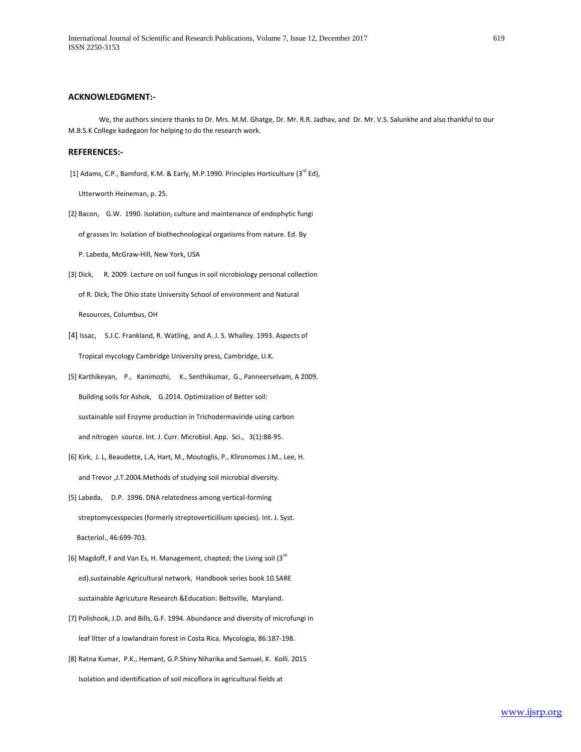### ACKNOWLEDGMENT:-

We, the authors sincere thanks to Dr. Mrs. M.M. Ghatge, Dr. Mr. R.R. Jadhav, and Dr. Mr. V.S. Salunkhe and also thankful to our M.B.S.K College kadegaon for helping to do the research work.

### REFERENCES:-

[1] Adams, C.P., Bamford, K.M. & Early, M.P.1990. Principles Horticulture (3rd Ed), Utterworth Heineman, p. 25.

[2] Bacon, G.W. 1990. Isolation, culture and maintenance of endophytic fungi of grasses In: Isolation of biothechnological organisms from nature. Ed. By P. Labeda, McGraw-Hill, New York, USA

[3] Dick, R. 2009. Lecture on soil fungus in soil nicrobiology personal collection of R. Dick, The Ohio state University School of environment and Natural Resources, Columbus, OH

[4] Issac, S.J.C. Frankland, R. Watling, and A. J. S. Whalley. 1993. Aspects of Tropical mycology Cambridge University press, Cambridge, U.K.

[5] Karthikeyan, P., Kanimozhi, K., Senthikumar, G., Panneerselvam, A 2009. Building soils for Ashok, G.2014. Optimization of Better soil: sustainable soil Enzyme production in Trichodermaviride using carbon and nitrogen source. Int. J. Curr. Microbiol. App. Sci., 3(1):88-95.

[6] Kirk, J. L, Beaudette, L.A, Hart, M., Moutoglis, P., Klironomos J.M., Lee, H. and Trevor ,J.T.2004.Methods of studying soil microbial diversity.

[5] Labeda, D.P. 1996. DNA relatedness among vertical-forming streptomycesspecies (formerly streptoverticillium species). Int. J. Syst. Bacteriol., 46:699-703.

[6] Magdoff, F and Van Es, H. Management, chapted; the Living soil (3rd ed).sustainable Agricultural network, Handbook series book 10.SARE sustainable Agricuture Research &Education: Beltsville, Maryland.

[7] Polishook, J.D. and Bills, G.F. 1994. Abundance and diversity of microfungi in leaf litter of a lowlandrain forest in Costa Rica. Mycologia, 86:187-198.

[8] Ratna Kumar, P.K., Hemant, G.P.Shiny Niharika and Samuel, K. Kolli. 2015 Isolation and identification of soil micoflora in agricultural fields at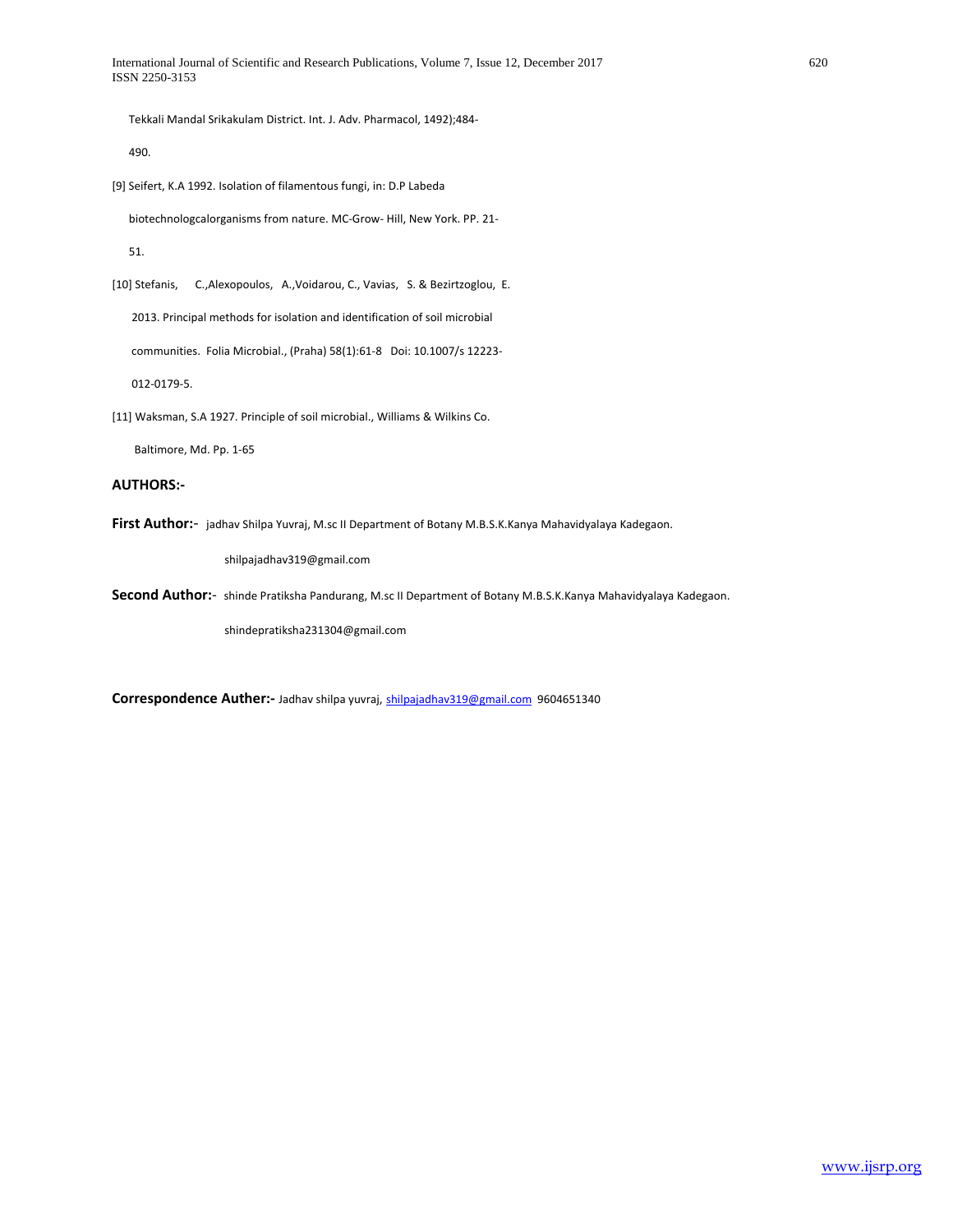Tekkali Mandal Srikakulam District. Int. J. Adv. Pharmacol, 1492);484-490.

[9] Seifert, K.A 1992. Isolation of filamentous fungi, in: D.P Labeda biotechnologcalorganisms from nature. MC-Grow- Hill, New York. PP. 21-51.

[10] Stefanis, C.,Alexopoulos, A.,Voidarou, C., Vavias, S. & Bezirtzoglou, E. 2013. Principal methods for isolation and identification of soil microbial communities. Folia Microbial., (Praha) 58(1):61-8 Doi: 10.1007/s 12223-012-0179-5.

[11] Waksman, S.A 1927. Principle of soil microbial., Williams & Wilkins Co. Baltimore, Md. Pp. 1-65

**AUTHORS:-**

**First Author:-** jadhav Shilpa Yuvraj, M.sc II Department of Botany M.B.S.K.Kanya Mahavidyalaya Kadegaon.

shilpajadhav319@gmail.com

**Second Author:-** shinde Pratiksha Pandurang, M.sc II Department of Botany M.B.S.K.Kanya Mahavidyalaya Kadegaon.

shindepratiksha231304@gmail.com

**Correspondence Auther:-** Jadhav shilpa yuvraj, shilpajadhav319@gmail.com 9604651340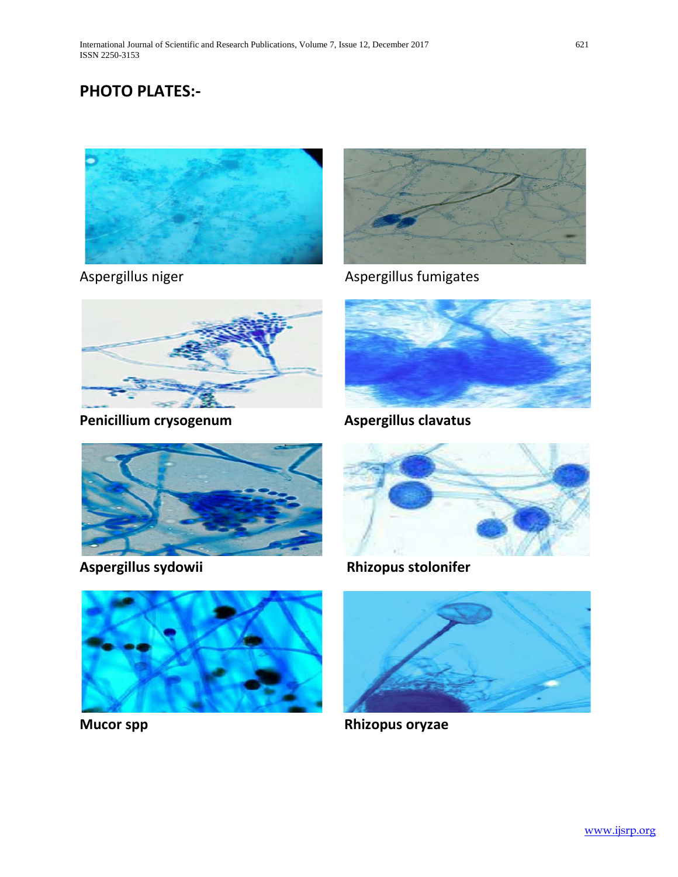## PHOTO PLATES:-

Aspergillus niger

Aspergillus fumigates

**Penicillium crysogenum**

**Aspergillus clavatus**

**Aspergillus sydowii**

**Rhizopus stolonifer**

**Mucor spp**

**Rhizopus oryzae**